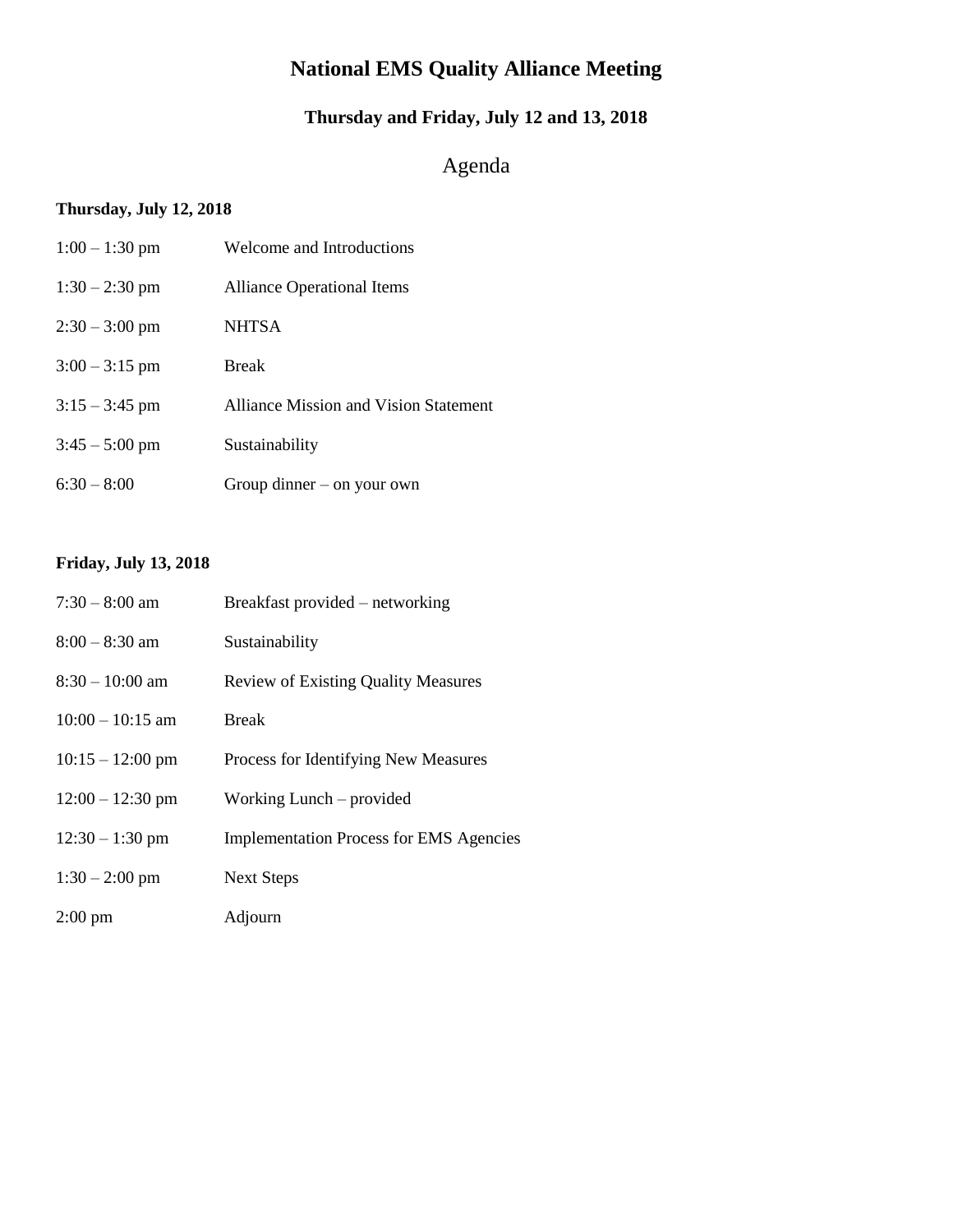# National EMS Quality Alliance Meeting

## Thursday and Friday, July 12 and 13, 2018

## Agenda

**Thursday, July 12, 2018**

| | |
|---|---|
| 1:00 – 1:30 pm | Welcome and Introductions |
| 1:30 – 2:30 pm | Alliance Operational Items |
| 2:30 – 3:00 pm | NHTSA |
| 3:00 – 3:15 pm | Break |
| 3:15 – 3:45 pm | Alliance Mission and Vision Statement |
| 3:45 – 5:00 pm | Sustainability |
| 6:30 – 8:00 | Group dinner – on your own |

**Friday, July 13, 2018**

| | |
|---|---|
| 7:30 – 8:00 am | Breakfast provided – networking |
| 8:00 – 8:30 am | Sustainability |
| 8:30 – 10:00 am | Review of Existing Quality Measures |
| 10:00 – 10:15 am | Break |
| 10:15 – 12:00 pm | Process for Identifying New Measures |
| 12:00 – 12:30 pm | Working Lunch – provided |
| 12:30 – 1:30 pm | Implementation Process for EMS Agencies |
| 1:30 – 2:00 pm | Next Steps |
| 2:00 pm | Adjourn |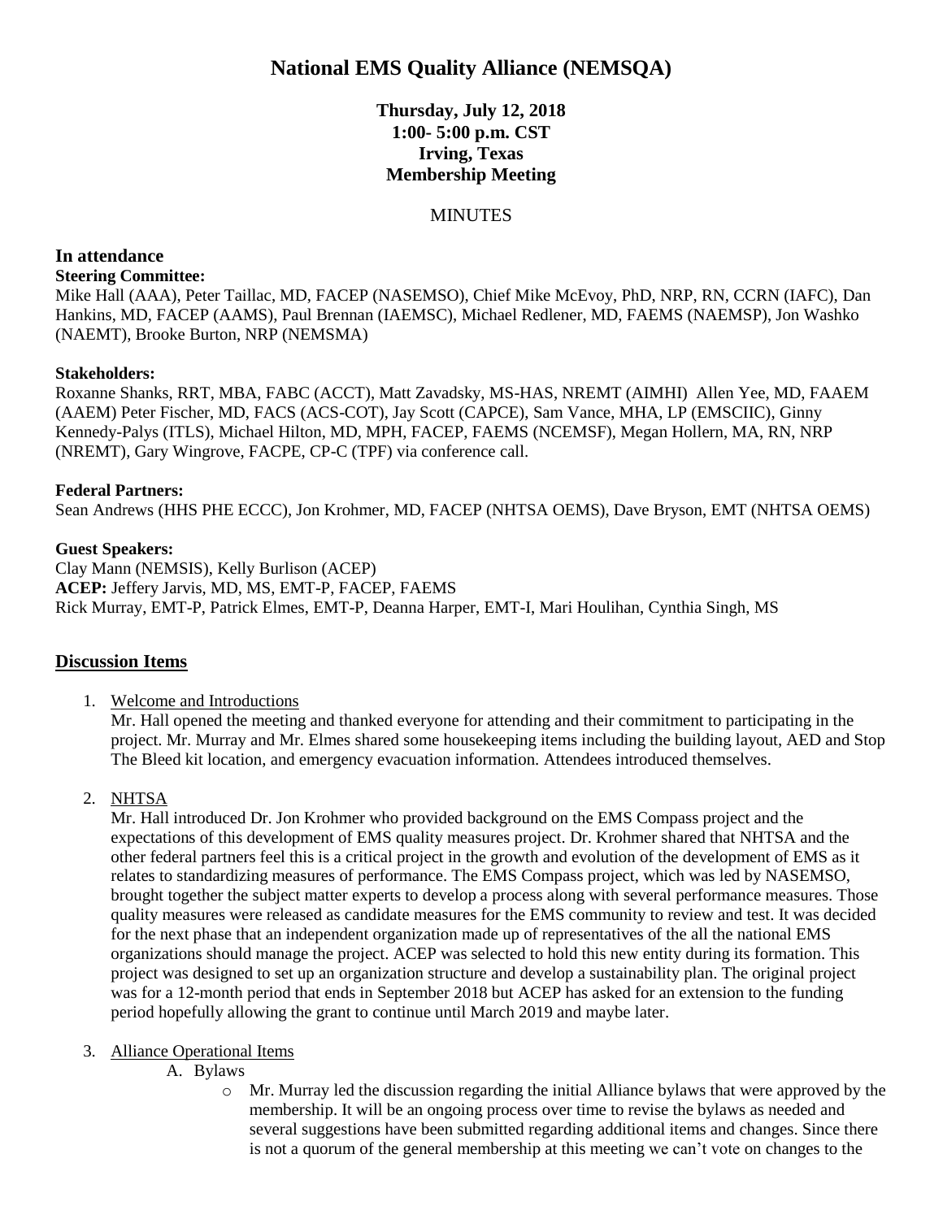# National EMS Quality Alliance (NEMSQA)

**Thursday, July 12, 2018**
**1:00- 5:00 p.m. CST**
**Irving, Texas**
**Membership Meeting**

MINUTES

## In attendance

**Steering Committee:**
Mike Hall (AAA), Peter Taillac, MD, FACEP (NASEMSO), Chief Mike McEvoy, PhD, NRP, RN, CCRN (IAFC), Dan Hankins, MD, FACEP (AAMS), Paul Brennan (IAEMSC), Michael Redlener, MD, FAEMS (NAEMSP), Jon Washko (NAEMT), Brooke Burton, NRP (NEMSMA)

**Stakeholders:**
Roxanne Shanks, RRT, MBA, FABC (ACCT), Matt Zavadsky, MS-HAS, NREMT (AIMHI) Allen Yee, MD, FAAEM (AAEM) Peter Fischer, MD, FACS (ACS-COT), Jay Scott (CAPCE), Sam Vance, MHA, LP (EMSCIIC), Ginny Kennedy-Palys (ITLS), Michael Hilton, MD, MPH, FACEP, FAEMS (NCEMSF), Megan Hollern, MA, RN, NRP (NREMT), Gary Wingrove, FACPE, CP-C (TPF) via conference call.

**Federal Partners:**
Sean Andrews (HHS PHE ECCC), Jon Krohmer, MD, FACEP (NHTSA OEMS), Dave Bryson, EMT (NHTSA OEMS)

**Guest Speakers:**
Clay Mann (NEMSIS), Kelly Burlison (ACEP)
**ACEP:** Jeffery Jarvis, MD, MS, EMT-P, FACEP, FAEMS
Rick Murray, EMT-P, Patrick Elmes, EMT-P, Deanna Harper, EMT-I, Mari Houlihan, Cynthia Singh, MS

## Discussion Items

1. Welcome and Introductions
   Mr. Hall opened the meeting and thanked everyone for attending and their commitment to participating in the project. Mr. Murray and Mr. Elmes shared some housekeeping items including the building layout, AED and Stop The Bleed kit location, and emergency evacuation information. Attendees introduced themselves.

2. NHTSA
   Mr. Hall introduced Dr. Jon Krohmer who provided background on the EMS Compass project and the expectations of this development of EMS quality measures project. Dr. Krohmer shared that NHTSA and the other federal partners feel this is a critical project in the growth and evolution of the development of EMS as it relates to standardizing measures of performance. The EMS Compass project, which was led by NASEMSO, brought together the subject matter experts to develop a process along with several performance measures. Those quality measures were released as candidate measures for the EMS community to review and test. It was decided for the next phase that an independent organization made up of representatives of the all the national EMS organizations should manage the project. ACEP was selected to hold this new entity during its formation. This project was designed to set up an organization structure and develop a sustainability plan. The original project was for a 12-month period that ends in September 2018 but ACEP has asked for an extension to the funding period hopefully allowing the grant to continue until March 2019 and maybe later.

3. Alliance Operational Items
   A. Bylaws
      - Mr. Murray led the discussion regarding the initial Alliance bylaws that were approved by the membership. It will be an ongoing process over time to revise the bylaws as needed and several suggestions have been submitted regarding additional items and changes. Since there is not a quorum of the general membership at this meeting we can't vote on changes to the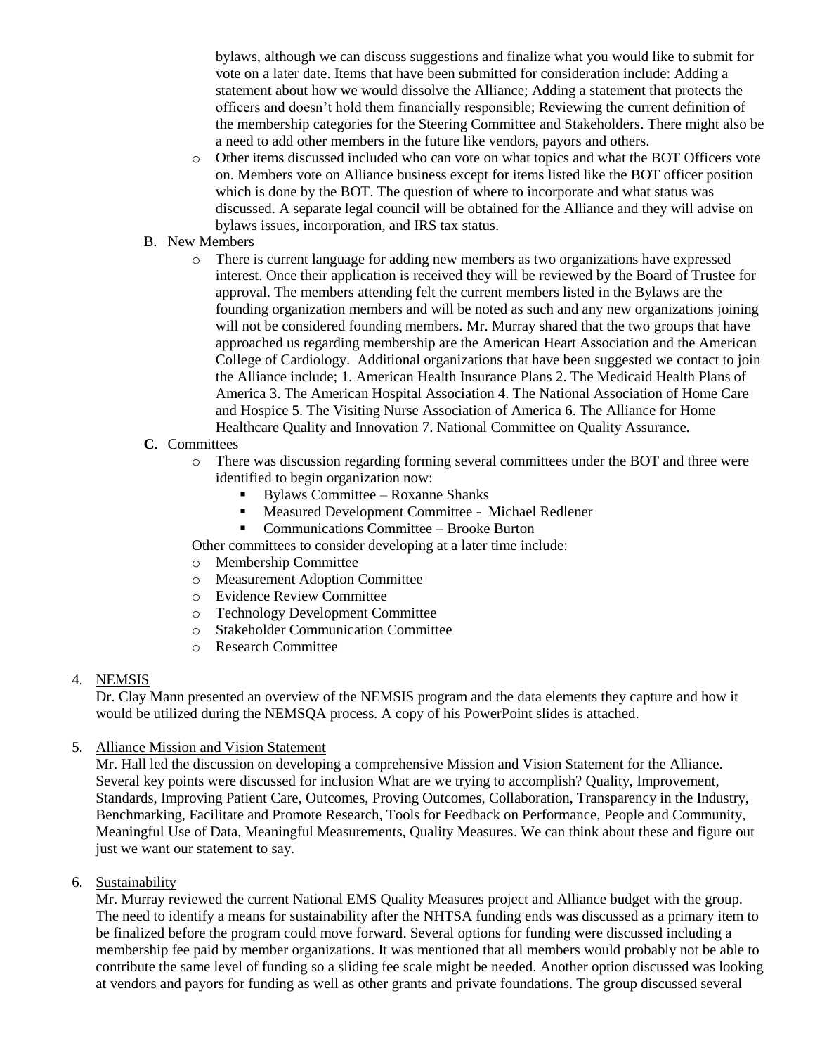bylaws, although we can discuss suggestions and finalize what you would like to submit for vote on a later date. Items that have been submitted for consideration include: Adding a statement about how we would dissolve the Alliance; Adding a statement that protects the officers and doesn't hold them financially responsible; Reviewing the current definition of the membership categories for the Steering Committee and Stakeholders. There might also be a need to add other members in the future like vendors, payors and others.

- Other items discussed included who can vote on what topics and what the BOT Officers vote on. Members vote on Alliance business except for items listed like the BOT officer position which is done by the BOT. The question of where to incorporate and what status was discussed. A separate legal council will be obtained for the Alliance and they will advise on bylaws issues, incorporation, and IRS tax status.

B. New Members

- There is current language for adding new members as two organizations have expressed interest. Once their application is received they will be reviewed by the Board of Trustee for approval. The members attending felt the current members listed in the Bylaws are the founding organization members and will be noted as such and any new organizations joining will not be considered founding members. Mr. Murray shared that the two groups that have approached us regarding membership are the American Heart Association and the American College of Cardiology. Additional organizations that have been suggested we contact to join the Alliance include; 1. American Health Insurance Plans 2. The Medicaid Health Plans of America 3. The American Hospital Association 4. The National Association of Home Care and Hospice 5. The Visiting Nurse Association of America 6. The Alliance for Home Healthcare Quality and Innovation 7. National Committee on Quality Assurance.

**C.** Committees

- There was discussion regarding forming several committees under the BOT and three were identified to begin organization now:
  - Bylaws Committee – Roxanne Shanks
  - Measured Development Committee - Michael Redlener
  - Communications Committee – Brooke Burton

Other committees to consider developing at a later time include:

- Membership Committee
- Measurement Adoption Committee
- Evidence Review Committee
- Technology Development Committee
- Stakeholder Communication Committee
- Research Committee

4. NEMSIS

Dr. Clay Mann presented an overview of the NEMSIS program and the data elements they capture and how it would be utilized during the NEMSQA process. A copy of his PowerPoint slides is attached.

5. Alliance Mission and Vision Statement

Mr. Hall led the discussion on developing a comprehensive Mission and Vision Statement for the Alliance. Several key points were discussed for inclusion What are we trying to accomplish? Quality, Improvement, Standards, Improving Patient Care, Outcomes, Proving Outcomes, Collaboration, Transparency in the Industry, Benchmarking, Facilitate and Promote Research, Tools for Feedback on Performance, People and Community, Meaningful Use of Data, Meaningful Measurements, Quality Measures. We can think about these and figure out just we want our statement to say.

6. Sustainability

Mr. Murray reviewed the current National EMS Quality Measures project and Alliance budget with the group. The need to identify a means for sustainability after the NHTSA funding ends was discussed as a primary item to be finalized before the program could move forward. Several options for funding were discussed including a membership fee paid by member organizations. It was mentioned that all members would probably not be able to contribute the same level of funding so a sliding fee scale might be needed. Another option discussed was looking at vendors and payors for funding as well as other grants and private foundations. The group discussed several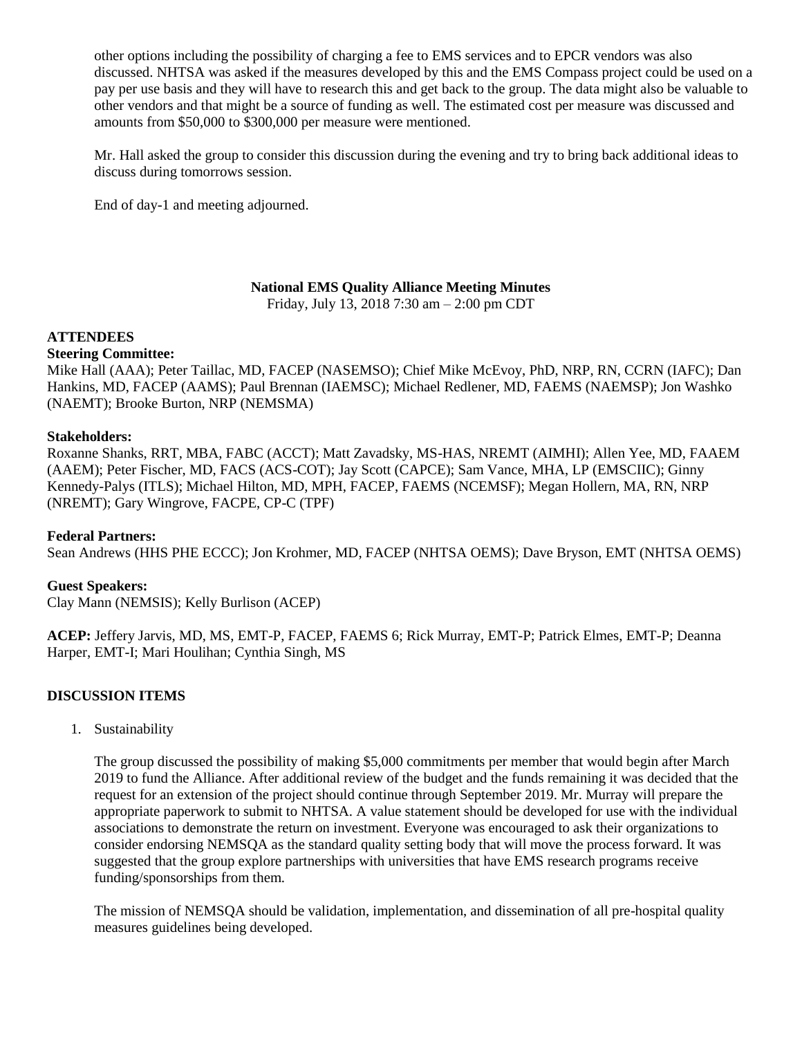other options including the possibility of charging a fee to EMS services and to EPCR vendors was also discussed. NHTSA was asked if the measures developed by this and the EMS Compass project could be used on a pay per use basis and they will have to research this and get back to the group. The data might also be valuable to other vendors and that might be a source of funding as well. The estimated cost per measure was discussed and amounts from $50,000 to $300,000 per measure were mentioned.

Mr. Hall asked the group to consider this discussion during the evening and try to bring back additional ideas to discuss during tomorrows session.

End of day-1 and meeting adjourned.

**National EMS Quality Alliance Meeting Minutes**

Friday, July 13, 2018 7:30 am – 2:00 pm CDT

**ATTENDEES**

**Steering Committee:**

Mike Hall (AAA); Peter Taillac, MD, FACEP (NASEMSO); Chief Mike McEvoy, PhD, NRP, RN, CCRN (IAFC); Dan Hankins, MD, FACEP (AAMS); Paul Brennan (IAEMSC); Michael Redlener, MD, FAEMS (NAEMSP); Jon Washko (NAEMT); Brooke Burton, NRP (NEMSMA)

**Stakeholders:**

Roxanne Shanks, RRT, MBA, FABC (ACCT); Matt Zavadsky, MS-HAS, NREMT (AIMHI); Allen Yee, MD, FAAEM (AAEM); Peter Fischer, MD, FACS (ACS-COT); Jay Scott (CAPCE); Sam Vance, MHA, LP (EMSCIIC); Ginny Kennedy-Palys (ITLS); Michael Hilton, MD, MPH, FACEP, FAEMS (NCEMSF); Megan Hollern, MA, RN, NRP (NREMT); Gary Wingrove, FACPE, CP-C (TPF)

**Federal Partners:**

Sean Andrews (HHS PHE ECCC); Jon Krohmer, MD, FACEP (NHTSA OEMS); Dave Bryson, EMT (NHTSA OEMS)

**Guest Speakers:**

Clay Mann (NEMSIS); Kelly Burlison (ACEP)

**ACEP:** Jeffery Jarvis, MD, MS, EMT-P, FACEP, FAEMS 6; Rick Murray, EMT-P; Patrick Elmes, EMT-P; Deanna Harper, EMT-I; Mari Houlihan; Cynthia Singh, MS

**DISCUSSION ITEMS**

1. Sustainability

   The group discussed the possibility of making $5,000 commitments per member that would begin after March 2019 to fund the Alliance. After additional review of the budget and the funds remaining it was decided that the request for an extension of the project should continue through September 2019. Mr. Murray will prepare the appropriate paperwork to submit to NHTSA. A value statement should be developed for use with the individual associations to demonstrate the return on investment. Everyone was encouraged to ask their organizations to consider endorsing NEMSQA as the standard quality setting body that will move the process forward. It was suggested that the group explore partnerships with universities that have EMS research programs receive funding/sponsorships from them.

   The mission of NEMSQA should be validation, implementation, and dissemination of all pre-hospital quality measures guidelines being developed.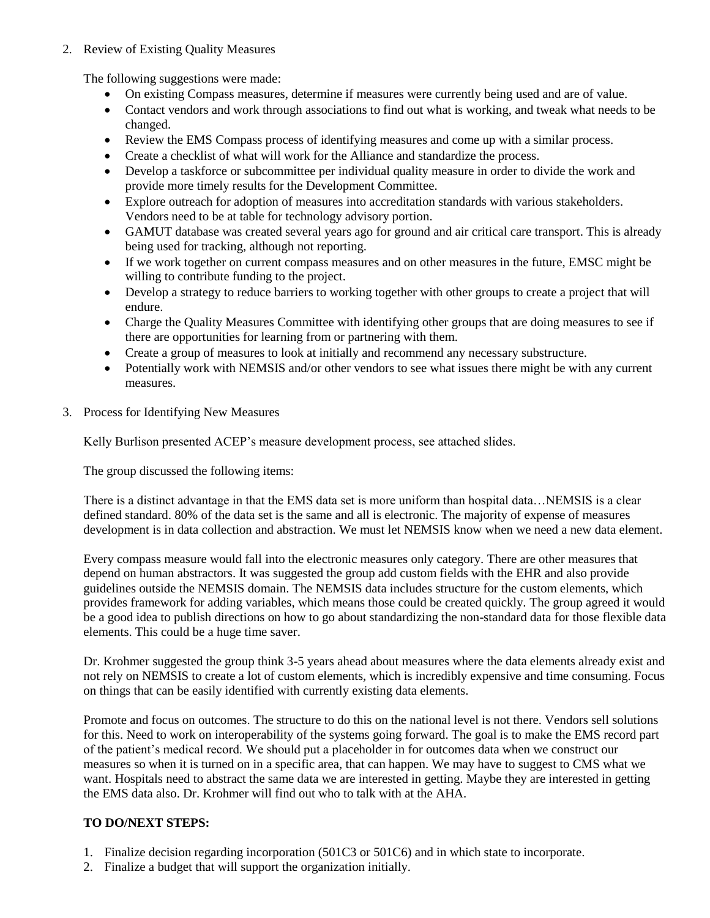2. Review of Existing Quality Measures

   The following suggestions were made:

   - On existing Compass measures, determine if measures were currently being used and are of value.
   - Contact vendors and work through associations to find out what is working, and tweak what needs to be changed.
   - Review the EMS Compass process of identifying measures and come up with a similar process.
   - Create a checklist of what will work for the Alliance and standardize the process.
   - Develop a taskforce or subcommittee per individual quality measure in order to divide the work and provide more timely results for the Development Committee.
   - Explore outreach for adoption of measures into accreditation standards with various stakeholders. Vendors need to be at table for technology advisory portion.
   - GAMUT database was created several years ago for ground and air critical care transport. This is already being used for tracking, although not reporting.
   - If we work together on current compass measures and on other measures in the future, EMSC might be willing to contribute funding to the project.
   - Develop a strategy to reduce barriers to working together with other groups to create a project that will endure.
   - Charge the Quality Measures Committee with identifying other groups that are doing measures to see if there are opportunities for learning from or partnering with them.
   - Create a group of measures to look at initially and recommend any necessary substructure.
   - Potentially work with NEMSIS and/or other vendors to see what issues there might be with any current measures.

3. Process for Identifying New Measures

   Kelly Burlison presented ACEP's measure development process, see attached slides.

   The group discussed the following items:

   There is a distinct advantage in that the EMS data set is more uniform than hospital data…NEMSIS is a clear defined standard. 80% of the data set is the same and all is electronic. The majority of expense of measures development is in data collection and abstraction. We must let NEMSIS know when we need a new data element.

   Every compass measure would fall into the electronic measures only category. There are other measures that depend on human abstractors. It was suggested the group add custom fields with the EHR and also provide guidelines outside the NEMSIS domain. The NEMSIS data includes structure for the custom elements, which provides framework for adding variables, which means those could be created quickly. The group agreed it would be a good idea to publish directions on how to go about standardizing the non-standard data for those flexible data elements. This could be a huge time saver.

   Dr. Krohmer suggested the group think 3-5 years ahead about measures where the data elements already exist and not rely on NEMSIS to create a lot of custom elements, which is incredibly expensive and time consuming. Focus on things that can be easily identified with currently existing data elements.

   Promote and focus on outcomes. The structure to do this on the national level is not there. Vendors sell solutions for this. Need to work on interoperability of the systems going forward. The goal is to make the EMS record part of the patient's medical record. We should put a placeholder in for outcomes data when we construct our measures so when it is turned on in a specific area, that can happen. We may have to suggest to CMS what we want. Hospitals need to abstract the same data we are interested in getting. Maybe they are interested in getting the EMS data also. Dr. Krohmer will find out who to talk with at the AHA.

**TO DO/NEXT STEPS:**

1. Finalize decision regarding incorporation (501C3 or 501C6) and in which state to incorporate.
2. Finalize a budget that will support the organization initially.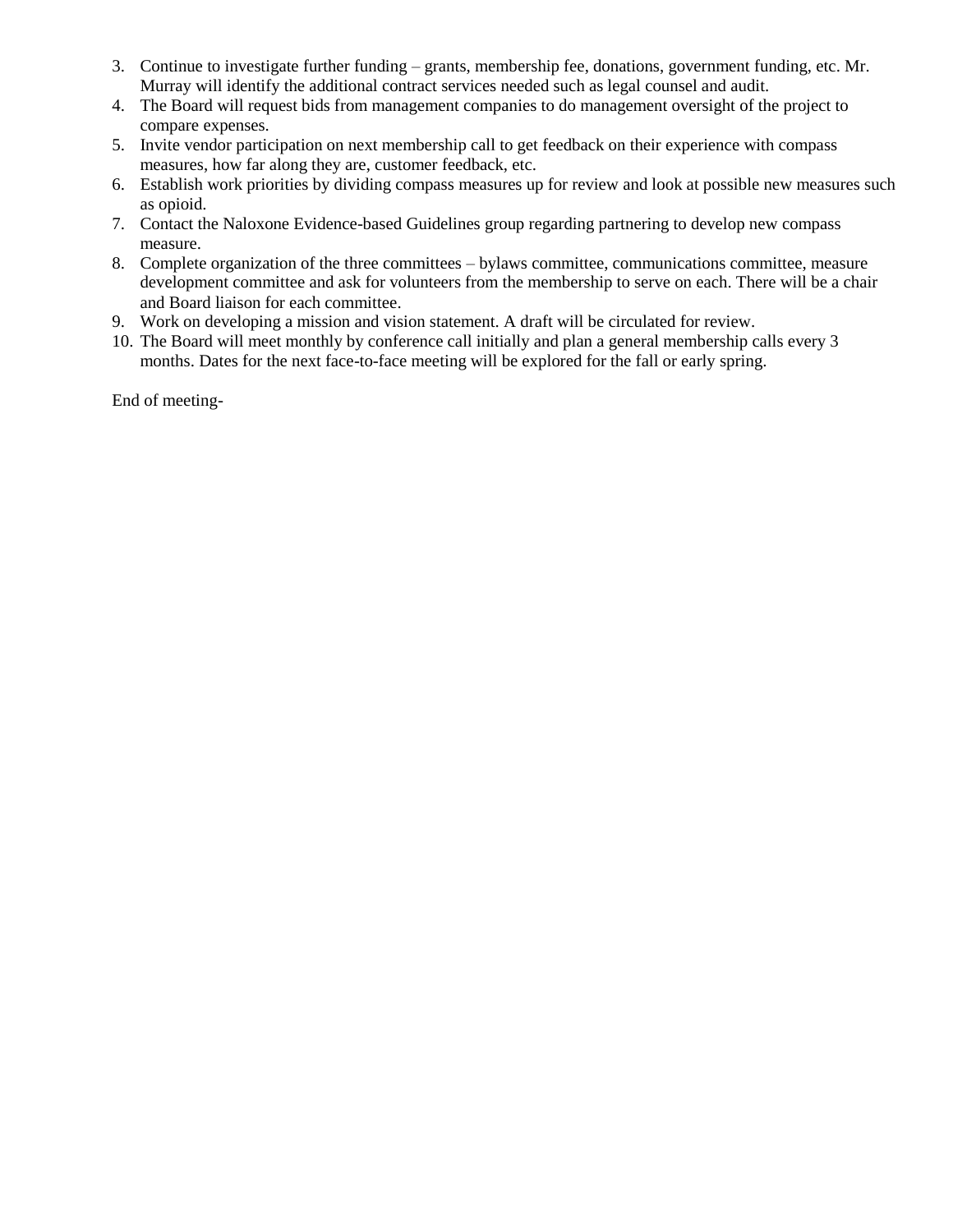3. Continue to investigate further funding – grants, membership fee, donations, government funding, etc. Mr. Murray will identify the additional contract services needed such as legal counsel and audit.
4. The Board will request bids from management companies to do management oversight of the project to compare expenses.
5. Invite vendor participation on next membership call to get feedback on their experience with compass measures, how far along they are, customer feedback, etc.
6. Establish work priorities by dividing compass measures up for review and look at possible new measures such as opioid.
7. Contact the Naloxone Evidence-based Guidelines group regarding partnering to develop new compass measure.
8. Complete organization of the three committees – bylaws committee, communications committee, measure development committee and ask for volunteers from the membership to serve on each. There will be a chair and Board liaison for each committee.
9. Work on developing a mission and vision statement. A draft will be circulated for review.
10. The Board will meet monthly by conference call initially and plan a general membership calls every 3 months. Dates for the next face-to-face meeting will be explored for the fall or early spring.

End of meeting-